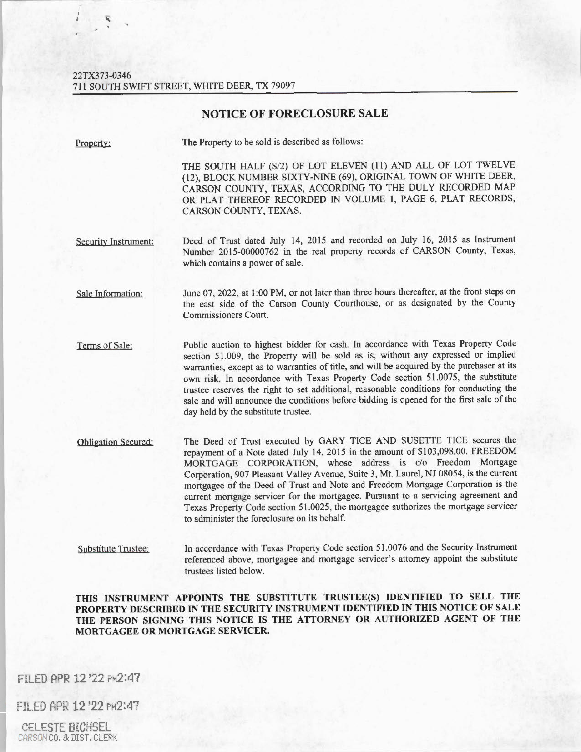22TX373-0346
711 SOUTH SWIFT STREET, WHITE DEER, TX 79097

## NOTICE OF FORECLOSURE SALE

**Property:** The Property to be sold is described as follows:

THE SOUTH HALF (S/2) OF LOT ELEVEN (11) AND ALL OF LOT TWELVE (12), BLOCK NUMBER SIXTY-NINE (69), ORIGINAL TOWN OF WHITE DEER, CARSON COUNTY, TEXAS, ACCORDING TO THE DULY RECORDED MAP OR PLAT THEREOF RECORDED IN VOLUME 1, PAGE 6, PLAT RECORDS, CARSON COUNTY, TEXAS.

**Security Instrument:** Deed of Trust dated July 14, 2015 and recorded on July 16, 2015 as Instrument Number 2015-00000762 in the real property records of CARSON County, Texas, which contains a power of sale.

**Sale Information:** June 07, 2022, at 1:00 PM, or not later than three hours thereafter, at the front steps on the east side of the Carson County Courthouse, or as designated by the County Commissioners Court.

**Terms of Sale:** Public auction to highest bidder for cash. In accordance with Texas Property Code section 51.009, the Property will be sold as is, without any expressed or implied warranties, except as to warranties of title, and will be acquired by the purchaser at its own risk. In accordance with Texas Property Code section 51.0075, the substitute trustee reserves the right to set additional, reasonable conditions for conducting the sale and will announce the conditions before bidding is opened for the first sale of the day held by the substitute trustee.

**Obligation Secured:** The Deed of Trust executed by GARY TICE AND SUSETTE TICE secures the repayment of a Note dated July 14, 2015 in the amount of $103,098.00. FREEDOM MORTGAGE CORPORATION, whose address is c/o Freedom Mortgage Corporation, 907 Pleasant Valley Avenue, Suite 3, Mt. Laurel, NJ 08054, is the current mortgagee of the Deed of Trust and Note and Freedom Mortgage Corporation is the current mortgage servicer for the mortgagee. Pursuant to a servicing agreement and Texas Property Code section 51.0025, the mortgagee authorizes the mortgage servicer to administer the foreclosure on its behalf.

**Substitute Trustee:** In accordance with Texas Property Code section 51.0076 and the Security Instrument referenced above, mortgagee and mortgage servicer's attorney appoint the substitute trustees listed below.

**THIS INSTRUMENT APPOINTS THE SUBSTITUTE TRUSTEE(S) IDENTIFIED TO SELL THE PROPERTY DESCRIBED IN THE SECURITY INSTRUMENT IDENTIFIED IN THIS NOTICE OF SALE THE PERSON SIGNING THIS NOTICE IS THE ATTORNEY OR AUTHORIZED AGENT OF THE MORTGAGEE OR MORTGAGE SERVICER.**

FILED APR 12 '22 PM2:47

FILED APR 12 '22 PM2:47

CELESTE BICHSEL
CARSON CO. & DIST. CLERK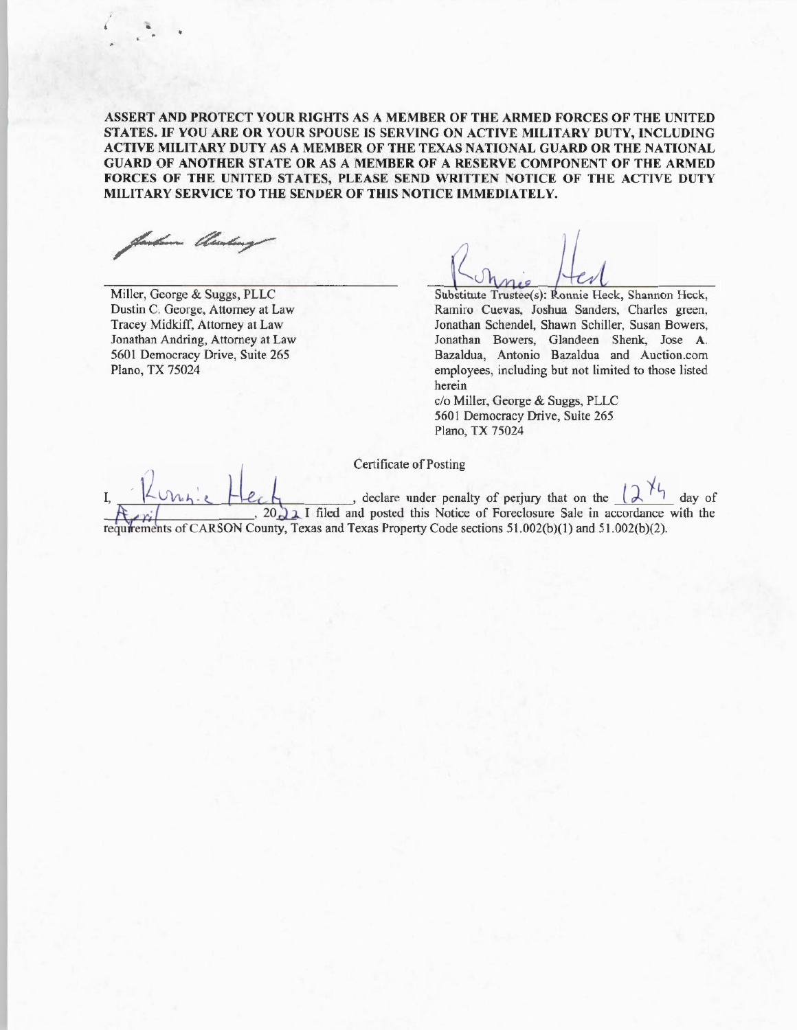**ASSERT AND PROTECT YOUR RIGHTS AS A MEMBER OF THE ARMED FORCES OF THE UNITED STATES. IF YOU ARE OR YOUR SPOUSE IS SERVING ON ACTIVE MILITARY DUTY, INCLUDING ACTIVE MILITARY DUTY AS A MEMBER OF THE TEXAS NATIONAL GUARD OR THE NATIONAL GUARD OF ANOTHER STATE OR AS A MEMBER OF A RESERVE COMPONENT OF THE ARMED FORCES OF THE UNITED STATES, PLEASE SEND WRITTEN NOTICE OF THE ACTIVE DUTY MILITARY SERVICE TO THE SENDER OF THIS NOTICE IMMEDIATELY.**

Jonathan Andring

Miller, George & Suggs, PLLC
Dustin C. George, Attorney at Law
Tracey Midkiff, Attorney at Law
Jonathan Andring, Attorney at Law
5601 Democracy Drive, Suite 265
Plano, TX 75024

Ronnie Heck

Substitute Trustee(s): Ronnie Heck, Shannon Heck, Ramiro Cuevas, Joshua Sanders, Charles green, Jonathan Schendel, Shawn Schiller, Susan Bowers, Jonathan Bowers, Glandeen Shenk, Jose A. Bazaldua, Antonio Bazaldua and Auction.com employees, including but not limited to those listed herein
c/o Miller, George & Suggs, PLLC
5601 Democracy Drive, Suite 265
Plano, TX 75024

Certificate of Posting

I, Ronnie Heck, declare under penalty of perjury that on the 12th day of April, 2022 I filed and posted this Notice of Foreclosure Sale in accordance with the requirements of CARSON County, Texas and Texas Property Code sections 51.002(b)(1) and 51.002(b)(2).